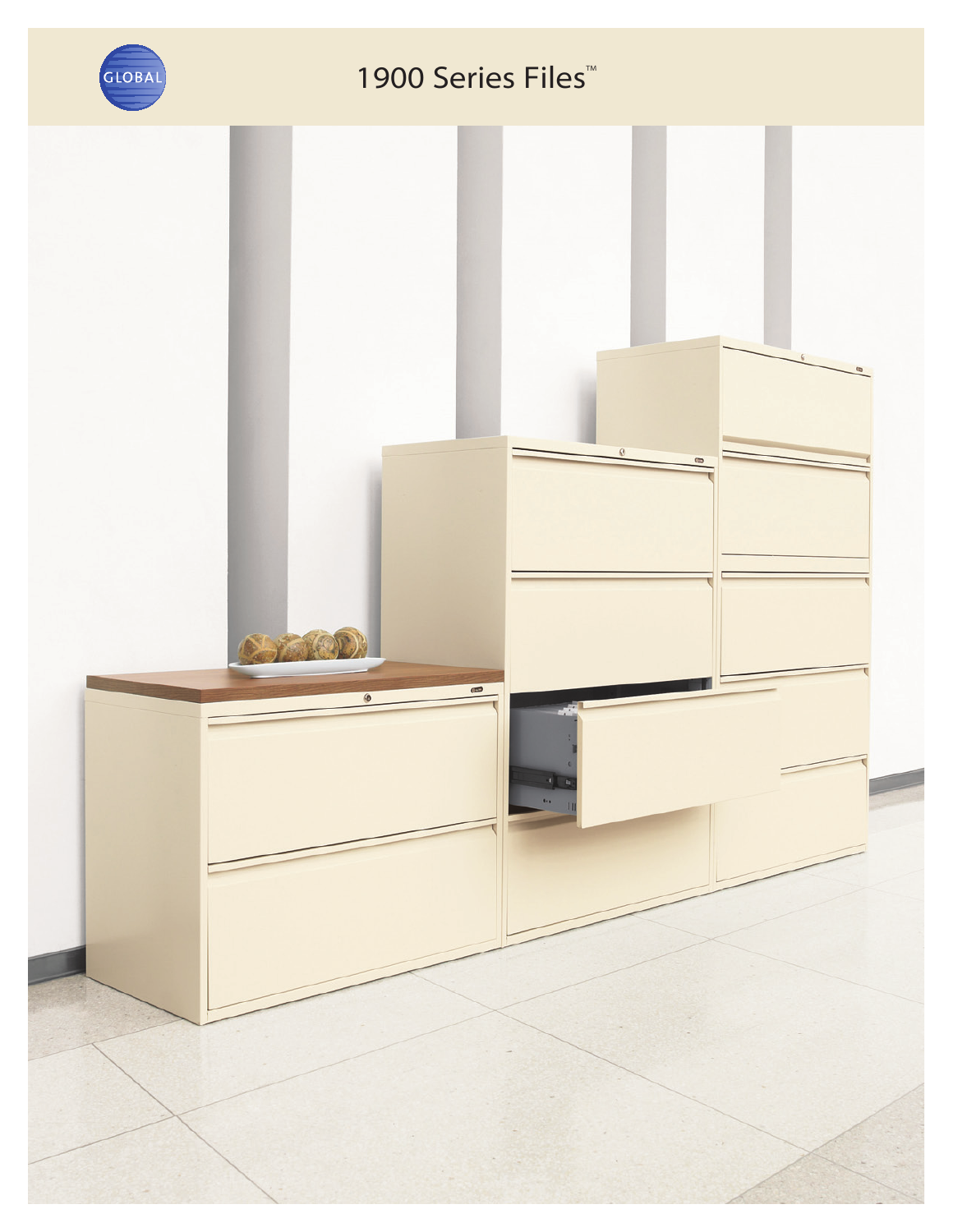GLOBAL

# 1900 Series Files™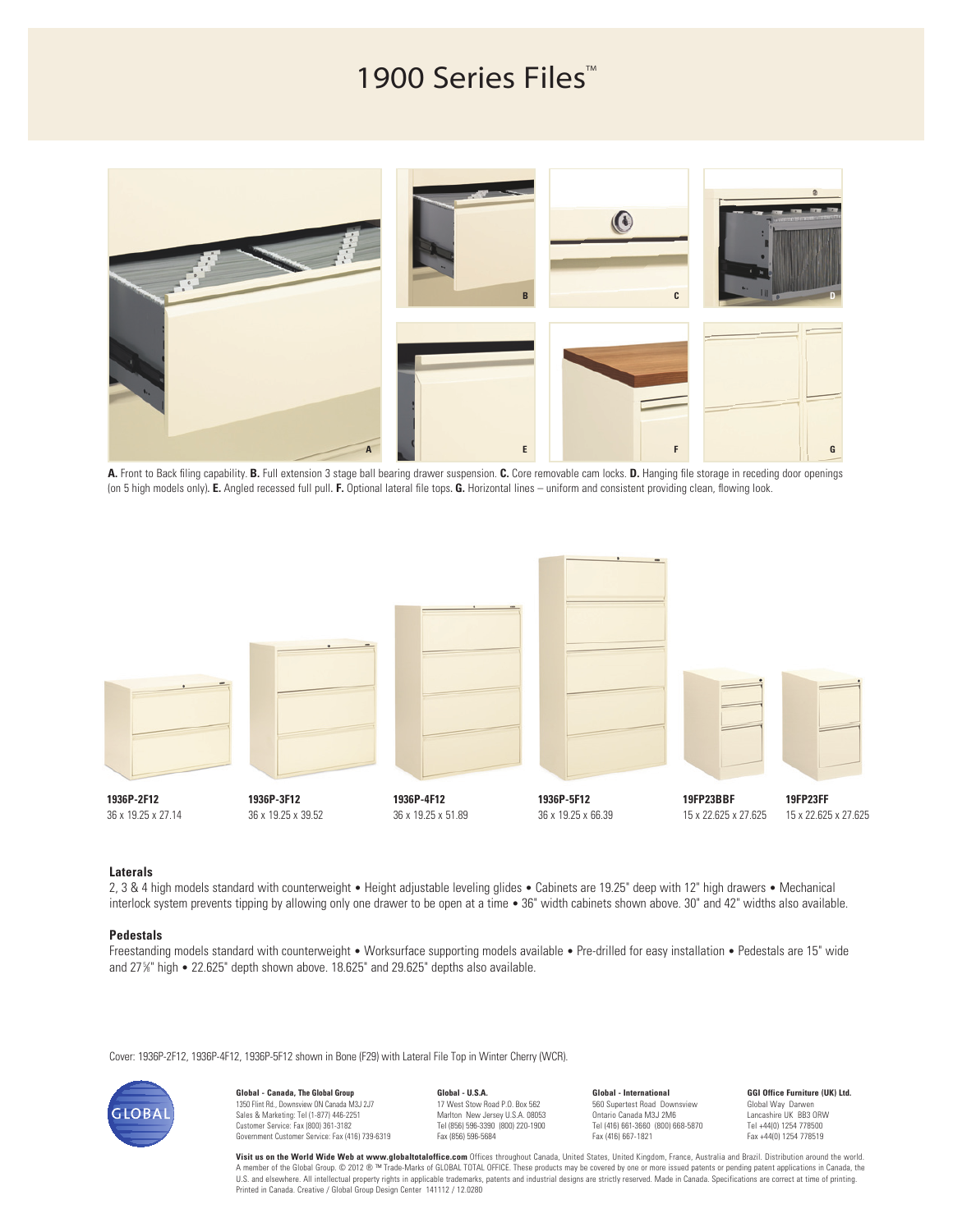# 1900 Series Files™

A B C D E F G

**A.** Front to Back filing capability. **B.** Full extension 3 stage ball bearing drawer suspension. **C.** Core removable cam locks. **D.** Hanging file storage in receding door openings (on 5 high models only). **E.** Angled recessed full pull. **F.** Optional lateral file tops. **G.** Horizontal lines – uniform and consistent providing clean, flowing look.

**1936P-2F12**
36 x 19.25 x 27.14

**1936P-3F12**
36 x 19.25 x 39.52

**1936P-4F12**
36 x 19.25 x 51.89

**1936P-5F12**
36 x 19.25 x 66.39

**19FP23BBF**
15 x 22.625 x 27.625

**19FP23FF**
15 x 22.625 x 27.625

### Laterals

2, 3 & 4 high models standard with counterweight • Height adjustable leveling glides • Cabinets are 19.25" deep with 12" high drawers • Mechanical interlock system prevents tipping by allowing only one drawer to be open at a time • 36" width cabinets shown above. 30" and 42" widths also available.

### Pedestals

Freestanding models standard with counterweight • Worksurface supporting models available • Pre-drilled for easy installation • Pedestals are 15" wide and 27⅝" high • 22.625" depth shown above. 18.625" and 29.625" depths also available.

Cover: 1936P-2F12, 1936P-4F12, 1936P-5F12 shown in Bone (F29) with Lateral File Top in Winter Cherry (WCR).

GLOBAL

**Global - Canada, The Global Group**
1350 Flint Rd., Downsview ON Canada M3J 2J7
Sales & Marketing: Tel (1-877) 446-2251
Customer Service: Fax (800) 361-3182
Government Customer Service: Fax (416) 739-6319

**Global - U.S.A.**
17 West Stow Road P.O. Box 562
Marlton New Jersey U.S.A. 08053
Tel (856) 596-3390 (800) 220-1900
Fax (856) 596-5684

**Global - International**
560 Supertest Road Downsview
Ontario Canada M3J 2M6
Tel (416) 661-3660 (800) 668-5870
Fax (416) 667-1821

**GGI Office Furniture (UK) Ltd.**
Global Way Darwen
Lancashire UK BB3 0RW
Tel +44(0) 1254 778500
Fax +44(0) 1254 778519

**Visit us on the World Wide Web at www.globaltotaloffice.com** Offices throughout Canada, United States, United Kingdom, France, Australia and Brazil. Distribution around the world. A member of the Global Group. © 2012 ® ™ Trade-Marks of GLOBAL TOTAL OFFICE. These products may be covered by one or more issued patents or pending patent applications in Canada, the U.S. and elsewhere. All intellectual property rights in applicable trademarks, patents and industrial designs are strictly reserved. Made in Canada. Specifications are correct at time of printing. Printed in Canada. Creative / Global Group Design Center 141112 / 12.0280